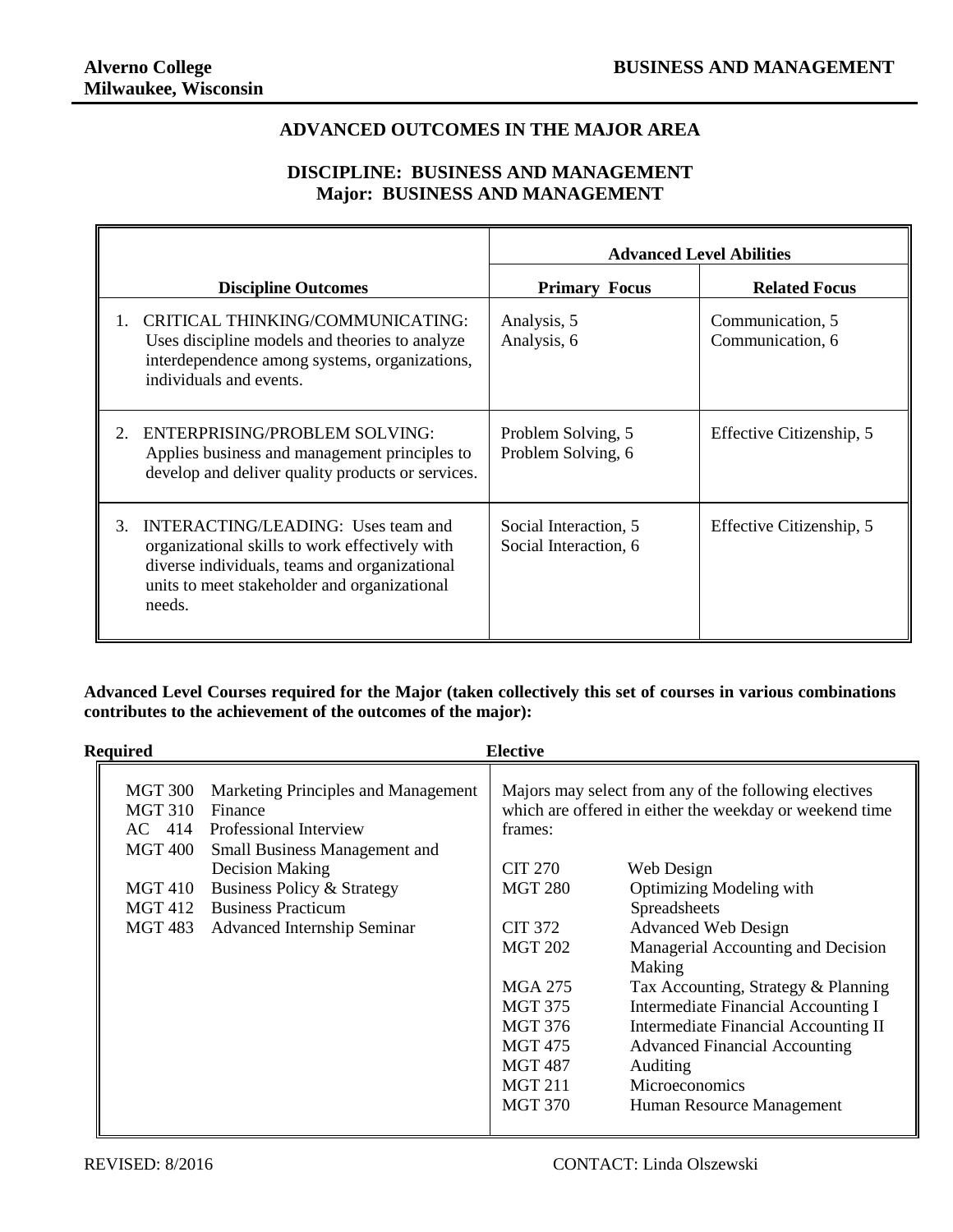**Alverno College**
**Milwaukee, Wisconsin**

**BUSINESS AND MANAGEMENT**

## ADVANCED OUTCOMES IN THE MAJOR AREA

### DISCIPLINE: BUSINESS AND MANAGEMENT
### Major: BUSINESS AND MANAGEMENT

| | Advanced Level Abilities | |
|---|---|---|
| **Discipline Outcomes** | **Primary Focus** | **Related Focus** |
| 1. CRITICAL THINKING/COMMUNICATING: Uses discipline models and theories to analyze interdependence among systems, organizations, individuals and events. | Analysis, 5<br>Analysis, 6 | Communication, 5<br>Communication, 6 |
| 2. ENTERPRISING/PROBLEM SOLVING: Applies business and management principles to develop and deliver quality products or services. | Problem Solving, 5<br>Problem Solving, 6 | Effective Citizenship, 5 |
| 3. INTERACTING/LEADING: Uses team and organizational skills to work effectively with diverse individuals, teams and organizational units to meet stakeholder and organizational needs. | Social Interaction, 5<br>Social Interaction, 6 | Effective Citizenship, 5 |

**Advanced Level Courses required for the Major (taken collectively this set of courses in various combinations contributes to the achievement of the outcomes of the major):**

| Required | Elective |
|---|---|
| MGT 300 Marketing Principles and Management<br>MGT 310 Finance<br>AC 414 Professional Interview<br>MGT 400 Small Business Management and Decision Making<br>MGT 410 Business Policy & Strategy<br>MGT 412 Business Practicum<br>MGT 483 Advanced Internship Seminar | Majors may select from any of the following electives which are offered in either the weekday or weekend time frames:<br><br>CIT 270 Web Design<br>MGT 280 Optimizing Modeling with Spreadsheets<br>CIT 372 Advanced Web Design<br>MGT 202 Managerial Accounting and Decision Making<br>MGA 275 Tax Accounting, Strategy & Planning<br>MGT 375 Intermediate Financial Accounting I<br>MGT 376 Intermediate Financial Accounting II<br>MGT 475 Advanced Financial Accounting<br>MGT 487 Auditing<br>MGT 211 Microeconomics<br>MGT 370 Human Resource Management |

REVISED: 8/2016

CONTACT: Linda Olszewski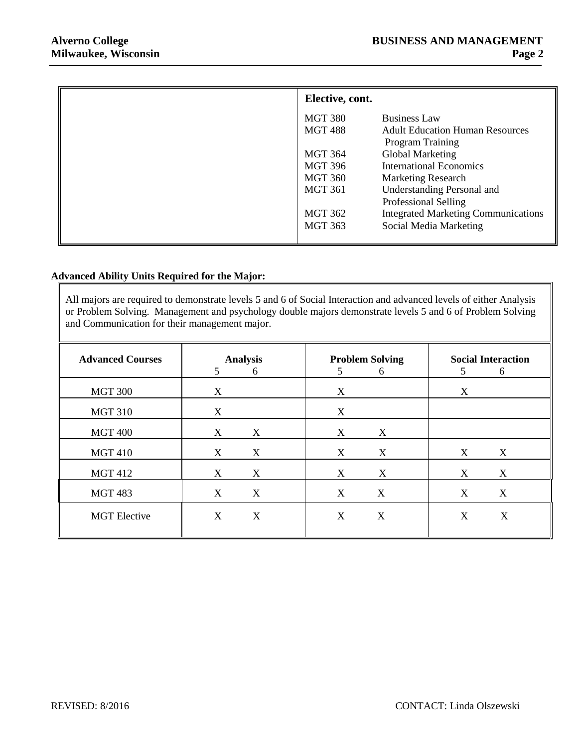| | |
|---|---|
| **Elective, cont.** | |
| MGT 380 | Business Law |
| MGT 488 | Adult Education Human Resources Program Training |
| MGT 364 | Global Marketing |
| MGT 396 | International Economics |
| MGT 360 | Marketing Research |
| MGT 361 | Understanding Personal and Professional Selling |
| MGT 362 | Integrated Marketing Communications |
| MGT 363 | Social Media Marketing |

**Advanced Ability Units Required for the Major:**

All majors are required to demonstrate levels 5 and 6 of Social Interaction and advanced levels of either Analysis or Problem Solving. Management and psychology double majors demonstrate levels 5 and 6 of Problem Solving and Communication for their management major.

| Advanced Courses | Analysis | | Problem Solving | | Social Interaction | |
|---|---|---|---|---|---|---|
| | 5 | 6 | 5 | 6 | 5 | 6 |
| MGT 300 | X | | X | | X | |
| MGT 310 | X | | X | | | |
| MGT 400 | X | X | X | X | | |
| MGT 410 | X | X | X | X | X | X |
| MGT 412 | X | X | X | X | X | X |
| MGT 483 | X | X | X | X | X | X |
| MGT Elective | X | X | X | X | X | X |

REVISED: 8/2016

CONTACT: Linda Olszewski